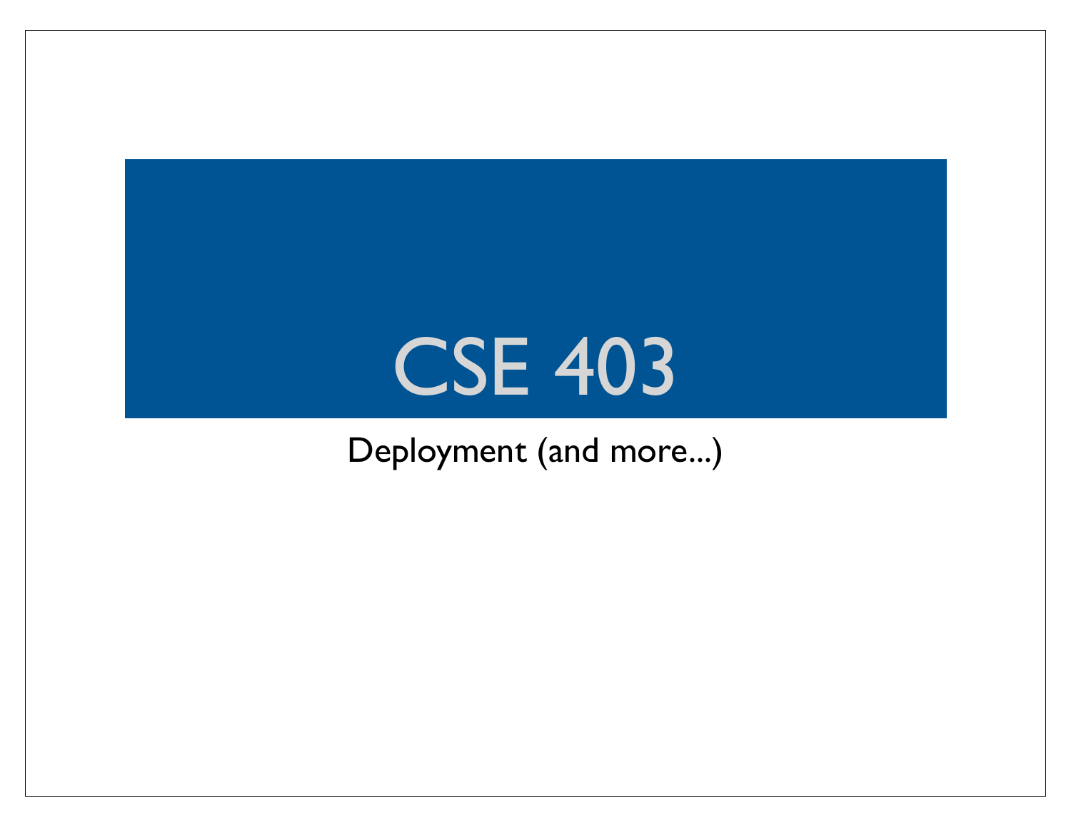# CSE 403

Deployment (and more...)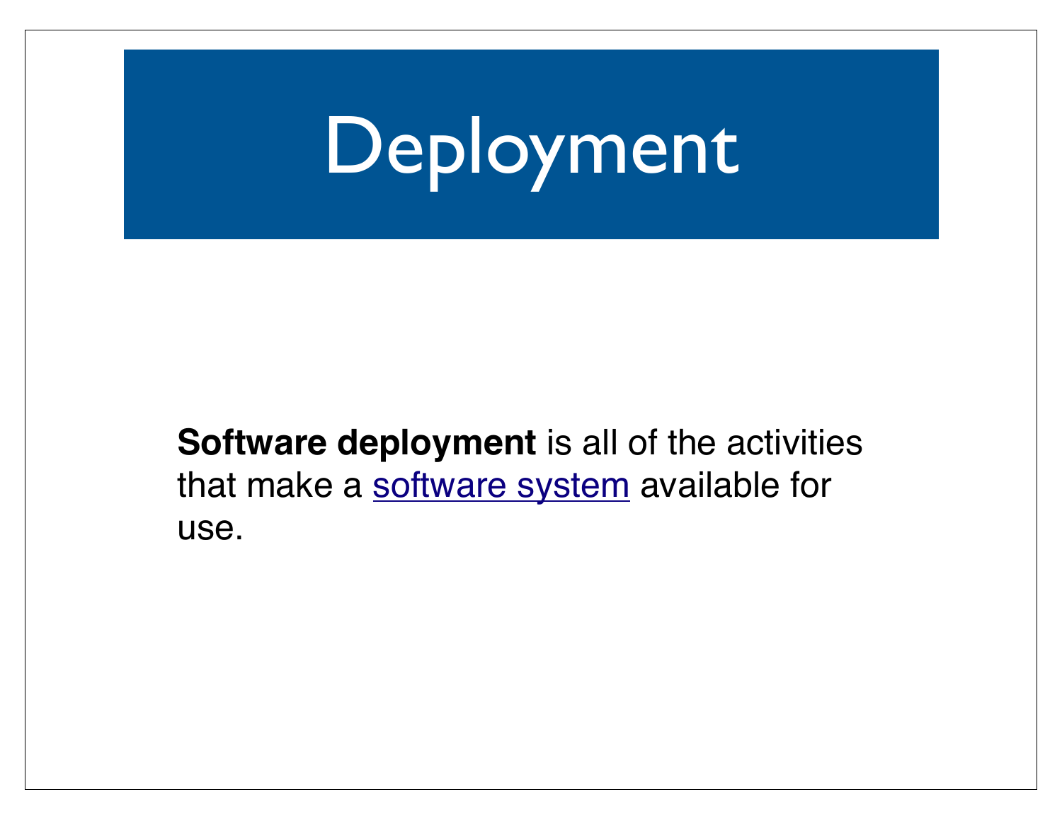# Deployment

**Software deployment** is all of the activities that make a software system available for use.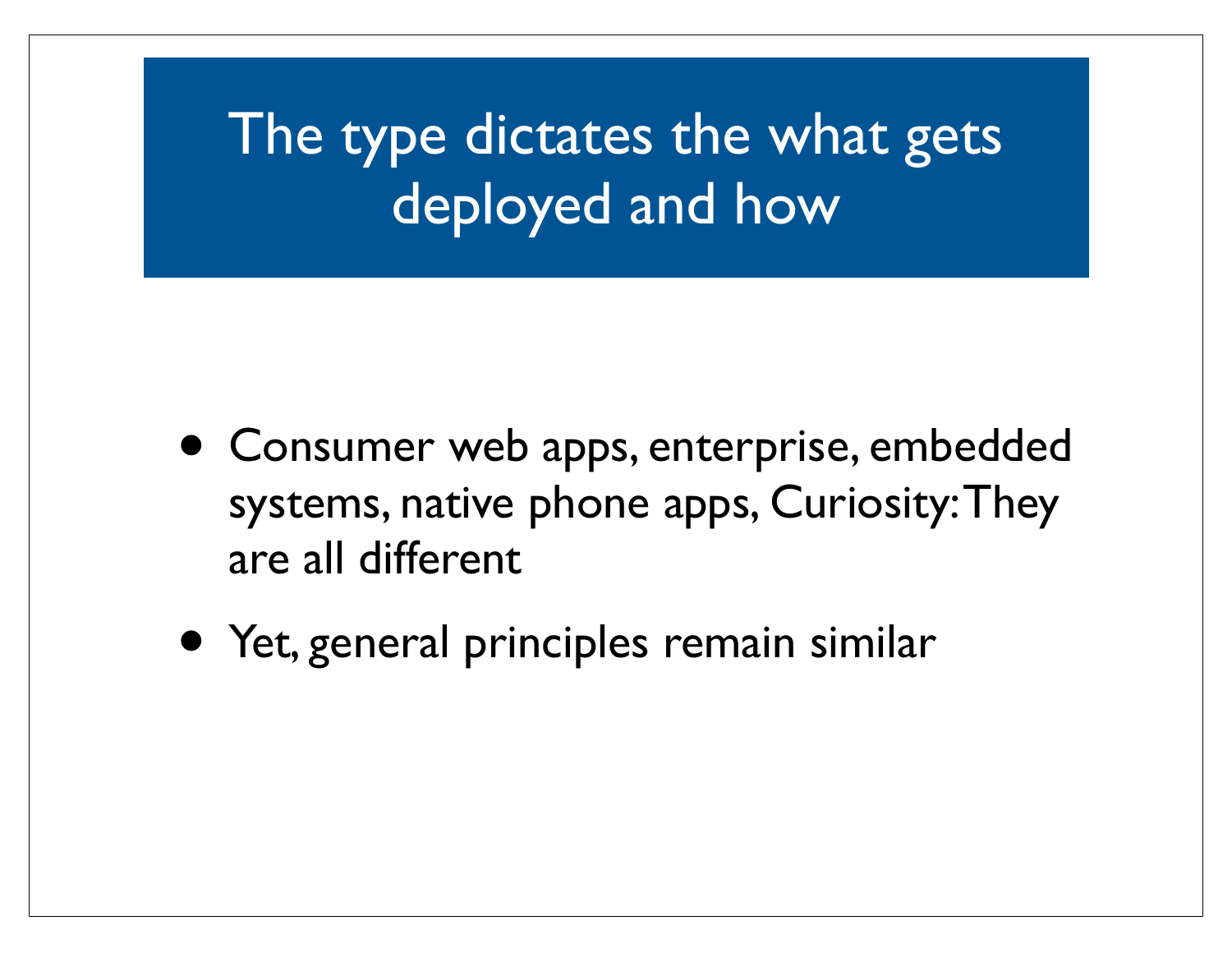# The type dictates the what gets deployed and how

- Consumer web apps, enterprise, embedded systems, native phone apps, Curiosity: They are all different
- Yet, general principles remain similar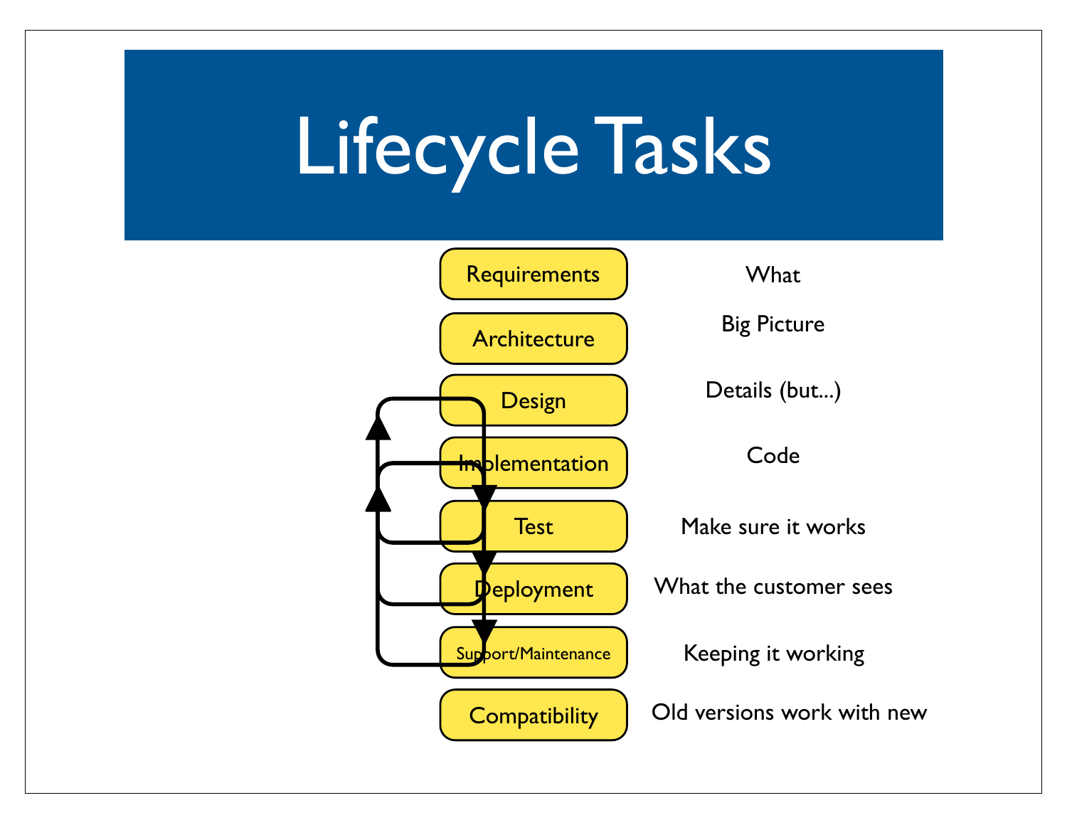# Lifecycle Tasks

| Task | Description |
|---|---|
| Requirements | What |
| Architecture | Big Picture |
| Design | Details (but...) |
| Implementation | Code |
| Test | Make sure it works |
| Deployment | What the customer sees |
| Support/Maintenance | Keeping it working |
| Compatibility | Old versions work with new |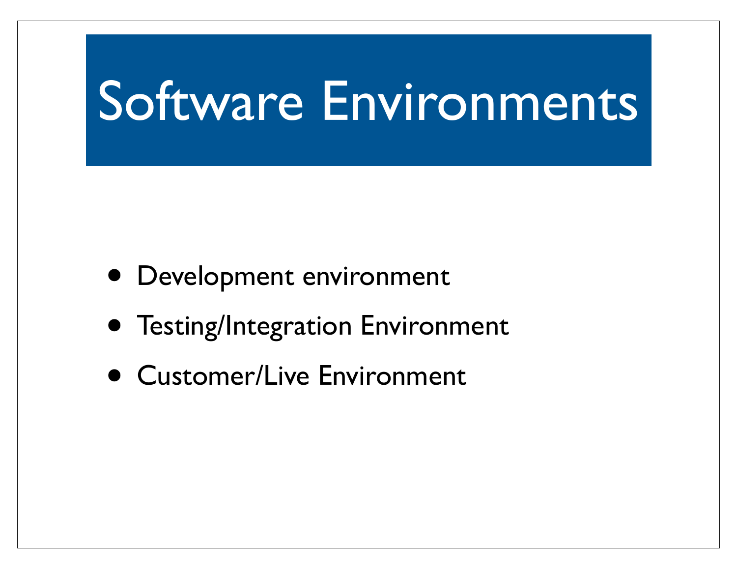# Software Environments

- Development environment
- Testing/Integration Environment
- Customer/Live Environment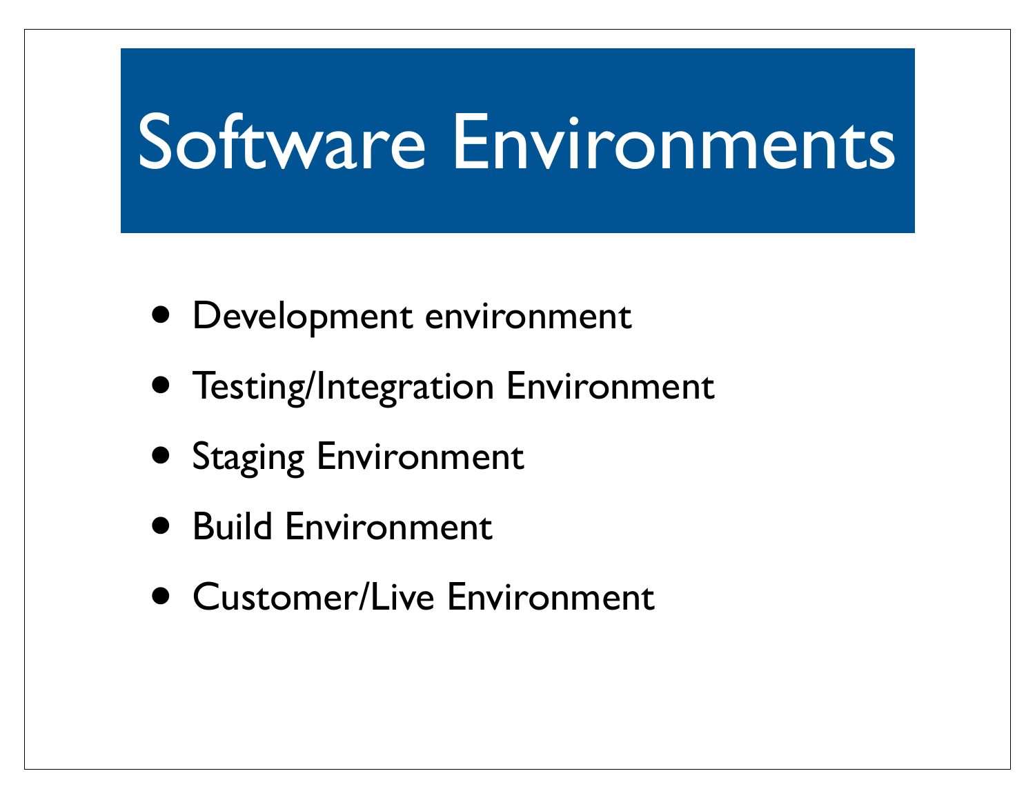# Software Environments

- Development environment
- Testing/Integration Environment
- Staging Environment
- Build Environment
- Customer/Live Environment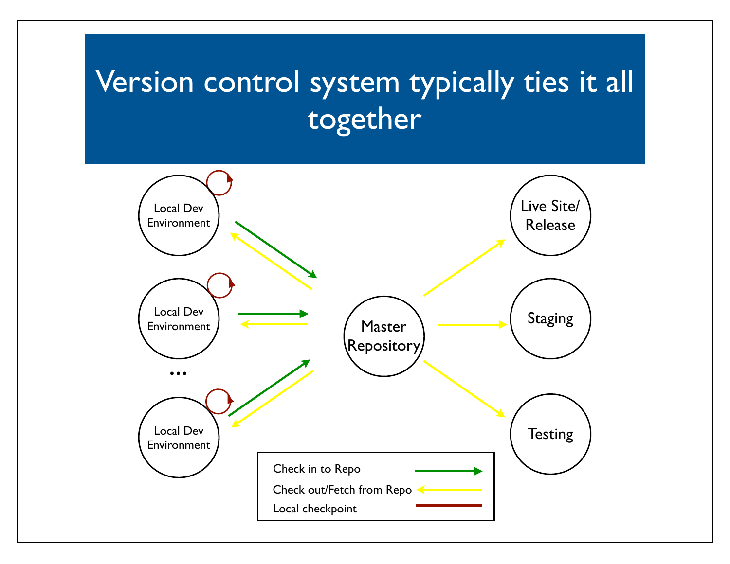# Version control system typically ties it all together

Local Dev Environment

Local Dev Environment

...

Local Dev Environment

Master Repository

Live Site/ Release

Staging

Testing

Check in to Repo

Check out/Fetch from Repo

Local checkpoint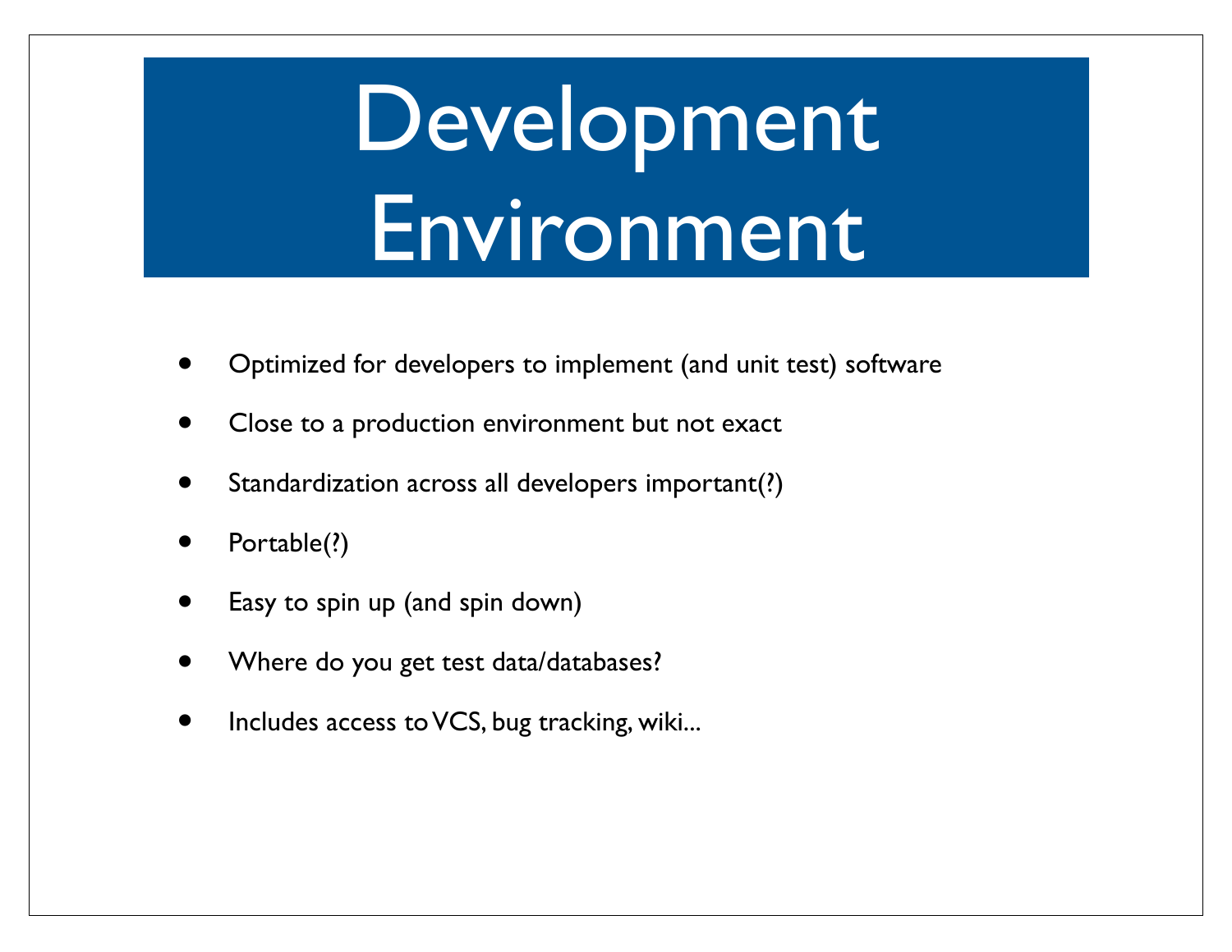# Development Environment

- Optimized for developers to implement (and unit test) software
- Close to a production environment but not exact
- Standardization across all developers important(?)
- Portable(?)
- Easy to spin up (and spin down)
- Where do you get test data/databases?
- Includes access to VCS, bug tracking, wiki...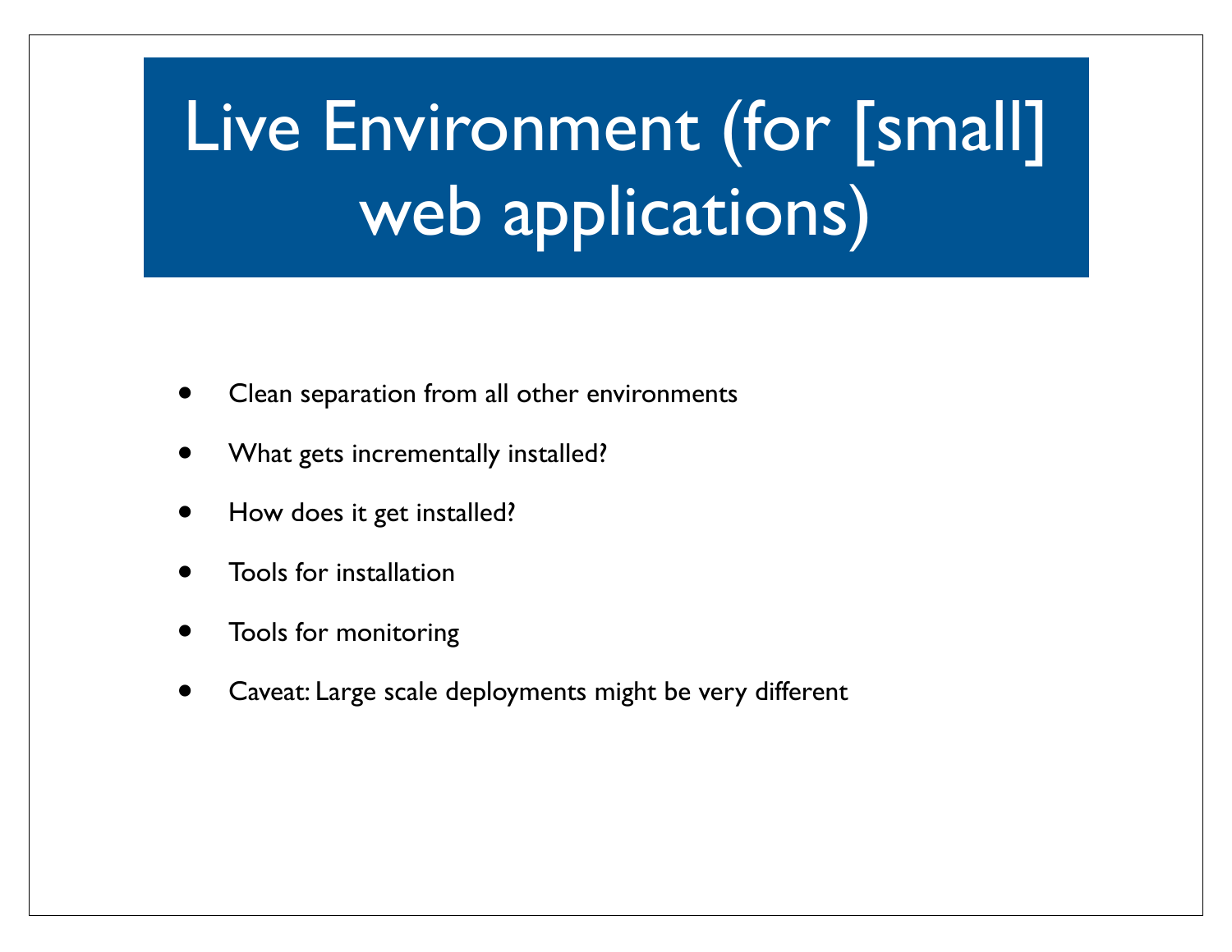# Live Environment (for [small] web applications)

- Clean separation from all other environments
- What gets incrementally installed?
- How does it get installed?
- Tools for installation
- Tools for monitoring
- Caveat: Large scale deployments might be very different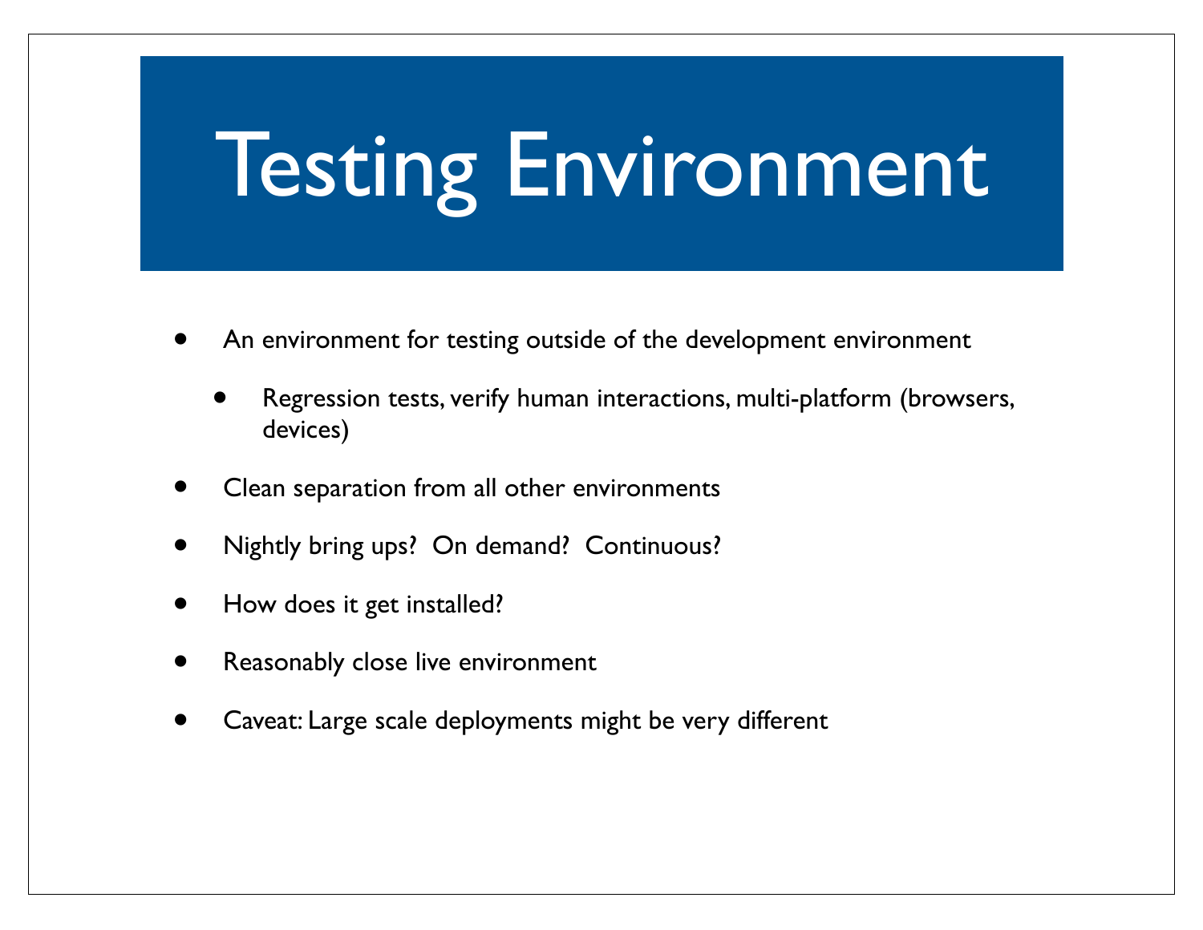# Testing Environment

- An environment for testing outside of the development environment
  - Regression tests, verify human interactions, multi-platform (browsers, devices)
- Clean separation from all other environments
- Nightly bring ups?  On demand?  Continuous?
- How does it get installed?
- Reasonably close live environment
- Caveat: Large scale deployments might be very different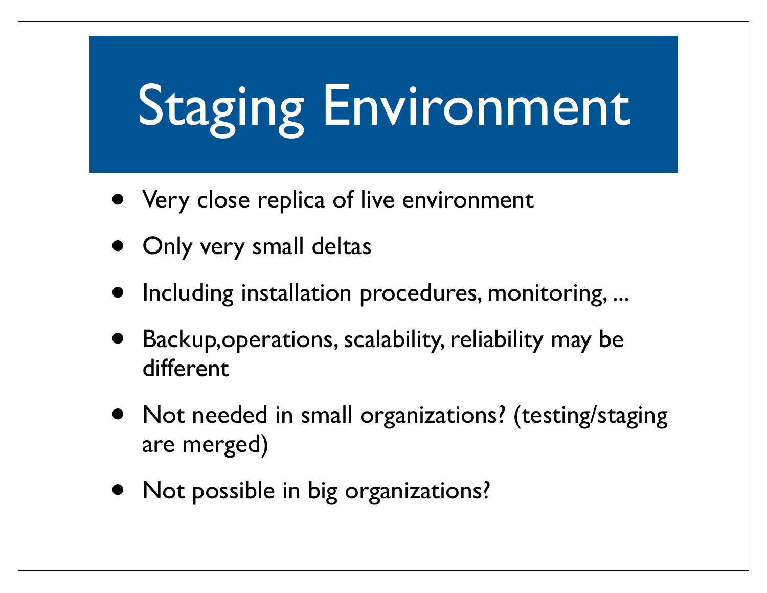# Staging Environment

- Very close replica of live environment
- Only very small deltas
- Including installation procedures, monitoring, ...
- Backup,operations, scalability, reliability may be different
- Not needed in small organizations? (testing/staging are merged)
- Not possible in big organizations?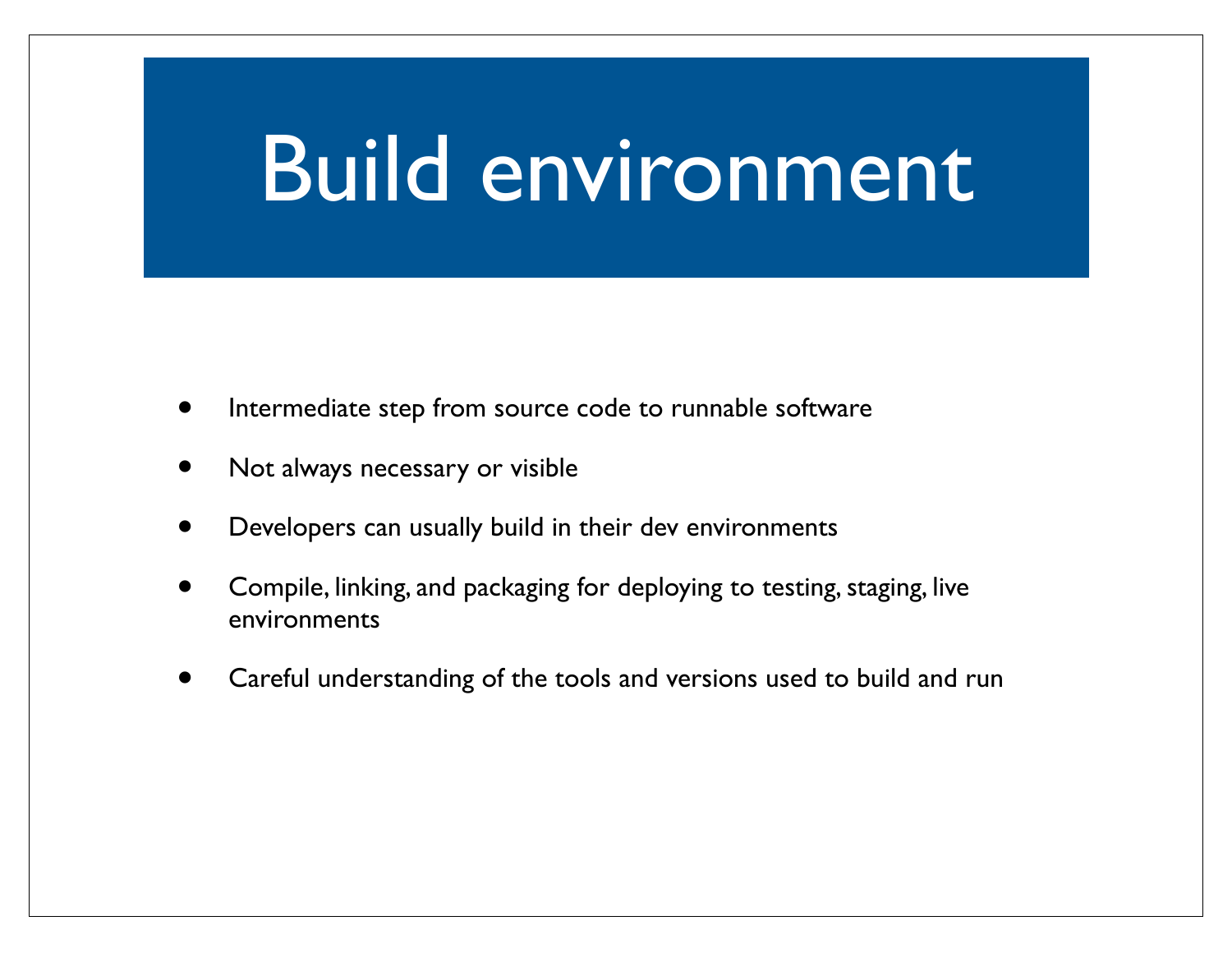# Build environment

- Intermediate step from source code to runnable software
- Not always necessary or visible
- Developers can usually build in their dev environments
- Compile, linking, and packaging for deploying to testing, staging, live environments
- Careful understanding of the tools and versions used to build and run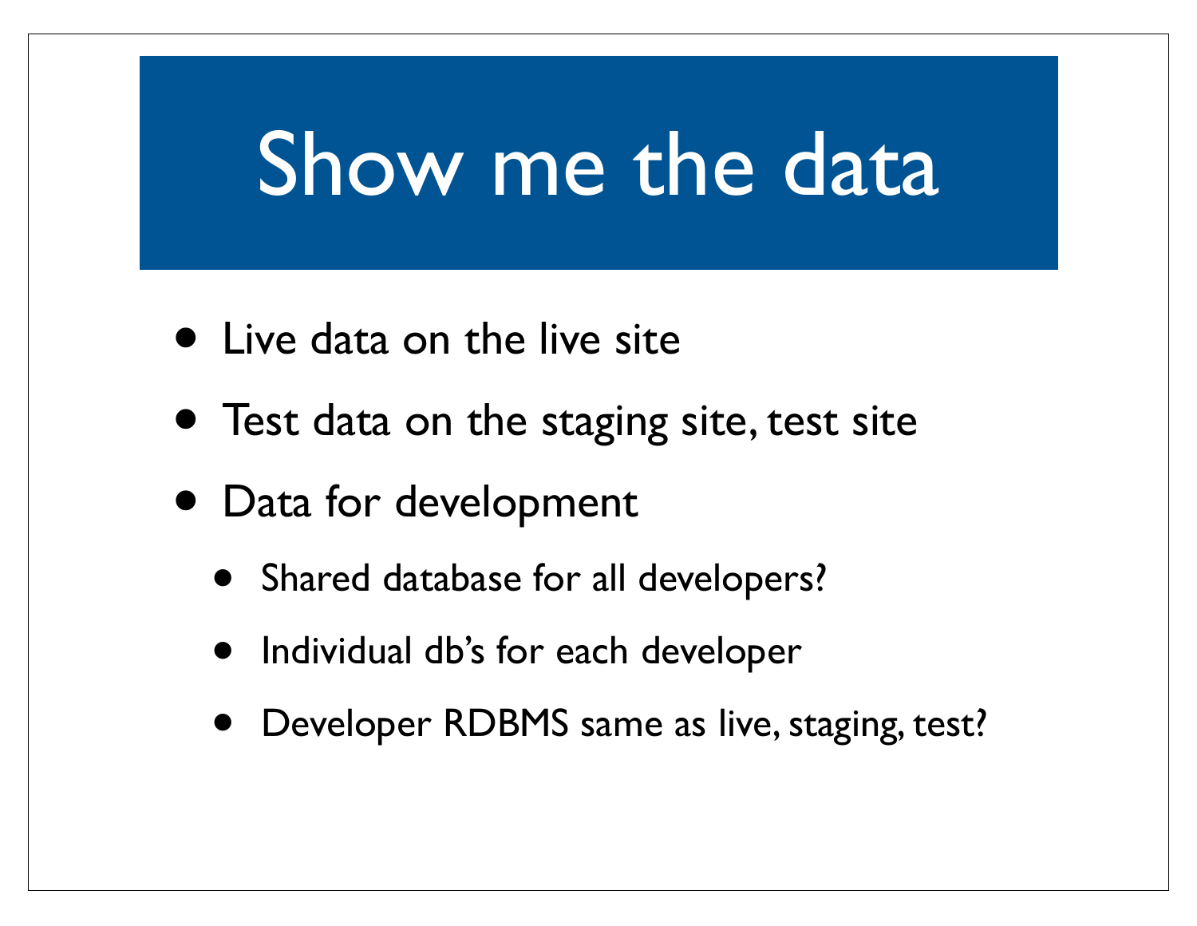# Show me the data

- Live data on the live site
- Test data on the staging site, test site
- Data for development
  - Shared database for all developers?
  - Individual db's for each developer
  - Developer RDBMS same as live, staging, test?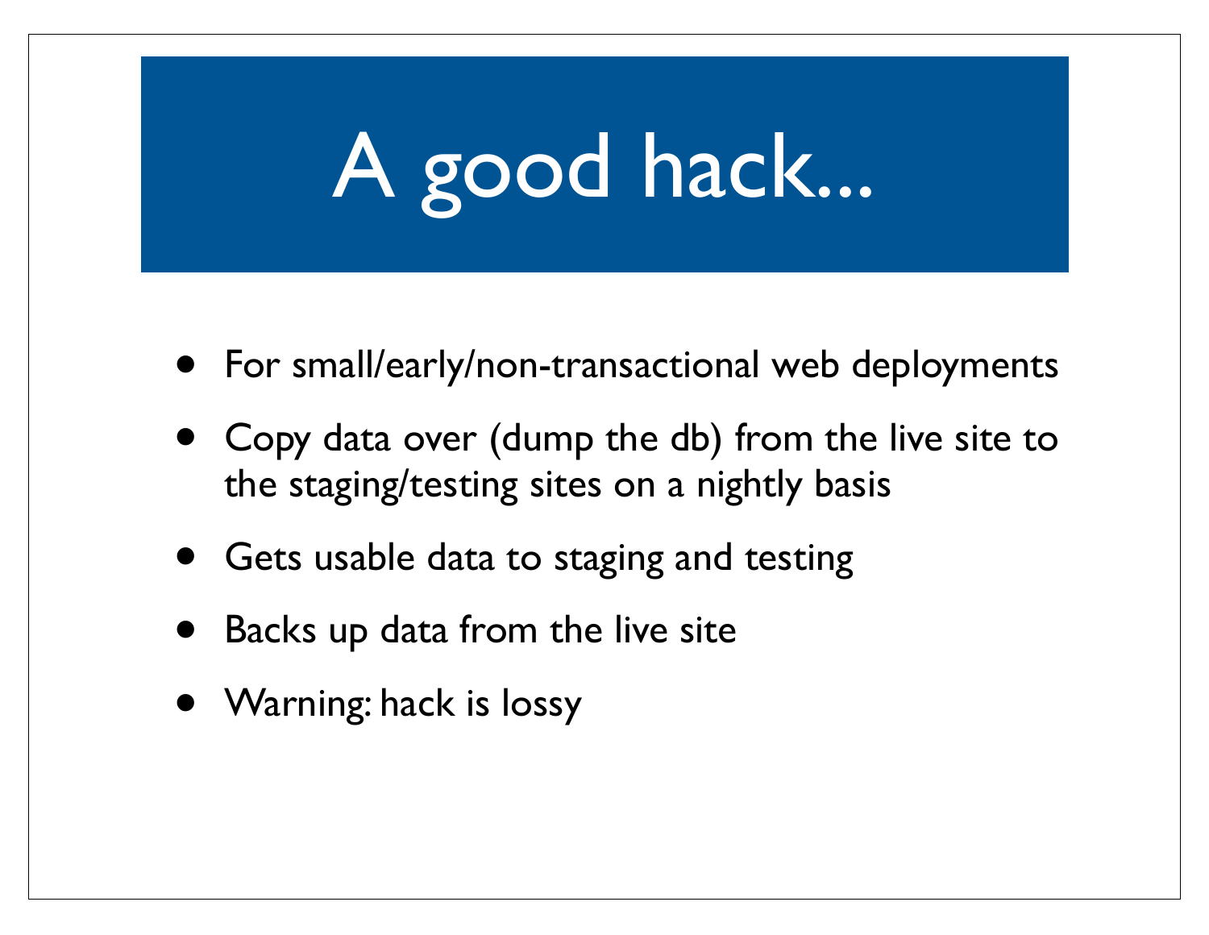# A good hack...

- For small/early/non-transactional web deployments
- Copy data over (dump the db) from the live site to the staging/testing sites on a nightly basis
- Gets usable data to staging and testing
- Backs up data from the live site
- Warning: hack is lossy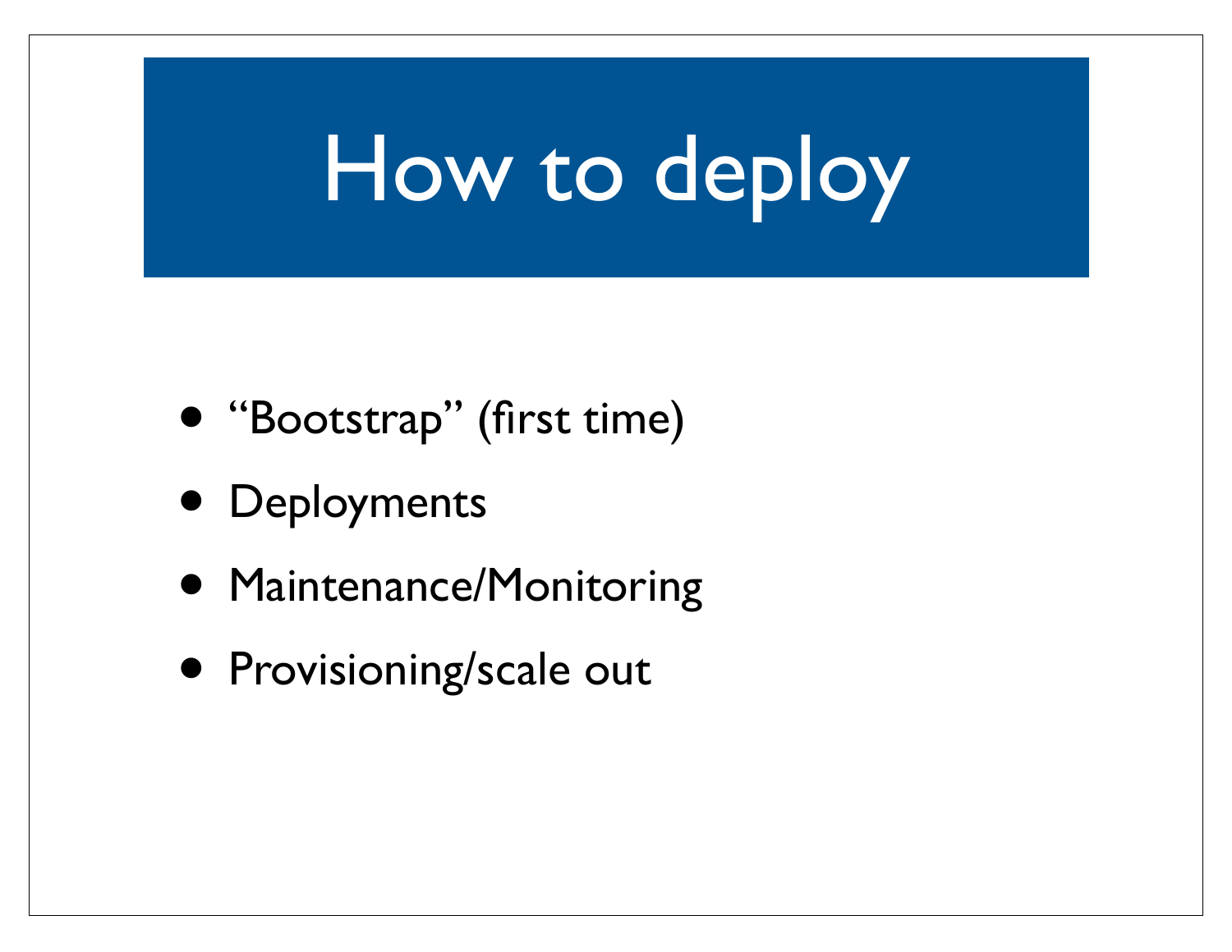# How to deploy

- “Bootstrap” (first time)
- Deployments
- Maintenance/Monitoring
- Provisioning/scale out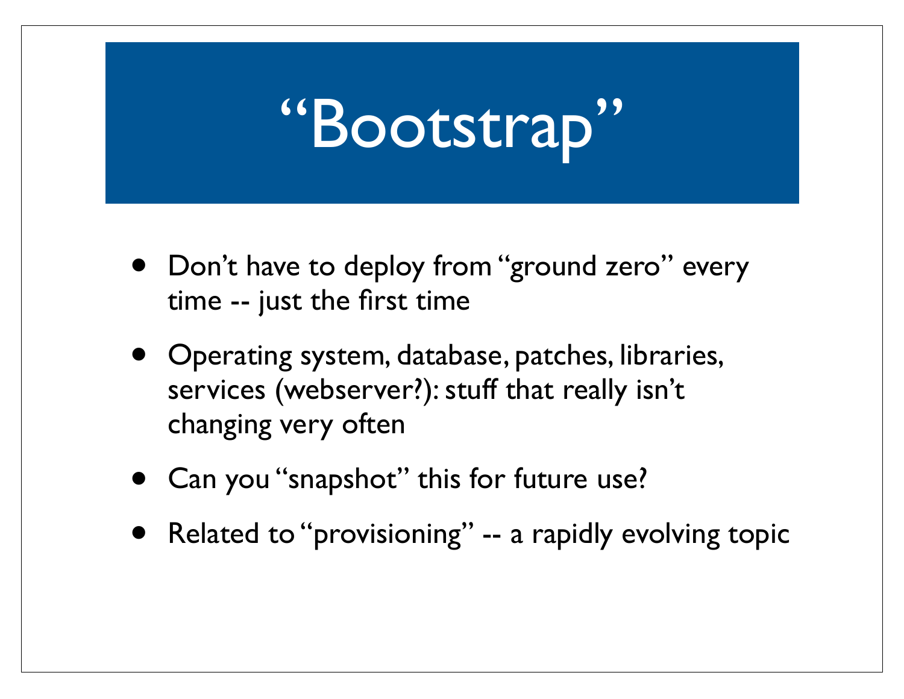# “Bootstrap”

- Don’t have to deploy from “ground zero” every time -- just the first time
- Operating system, database, patches, libraries, services (webserver?): stuff that really isn’t changing very often
- Can you “snapshot” this for future use?
- Related to “provisioning” -- a rapidly evolving topic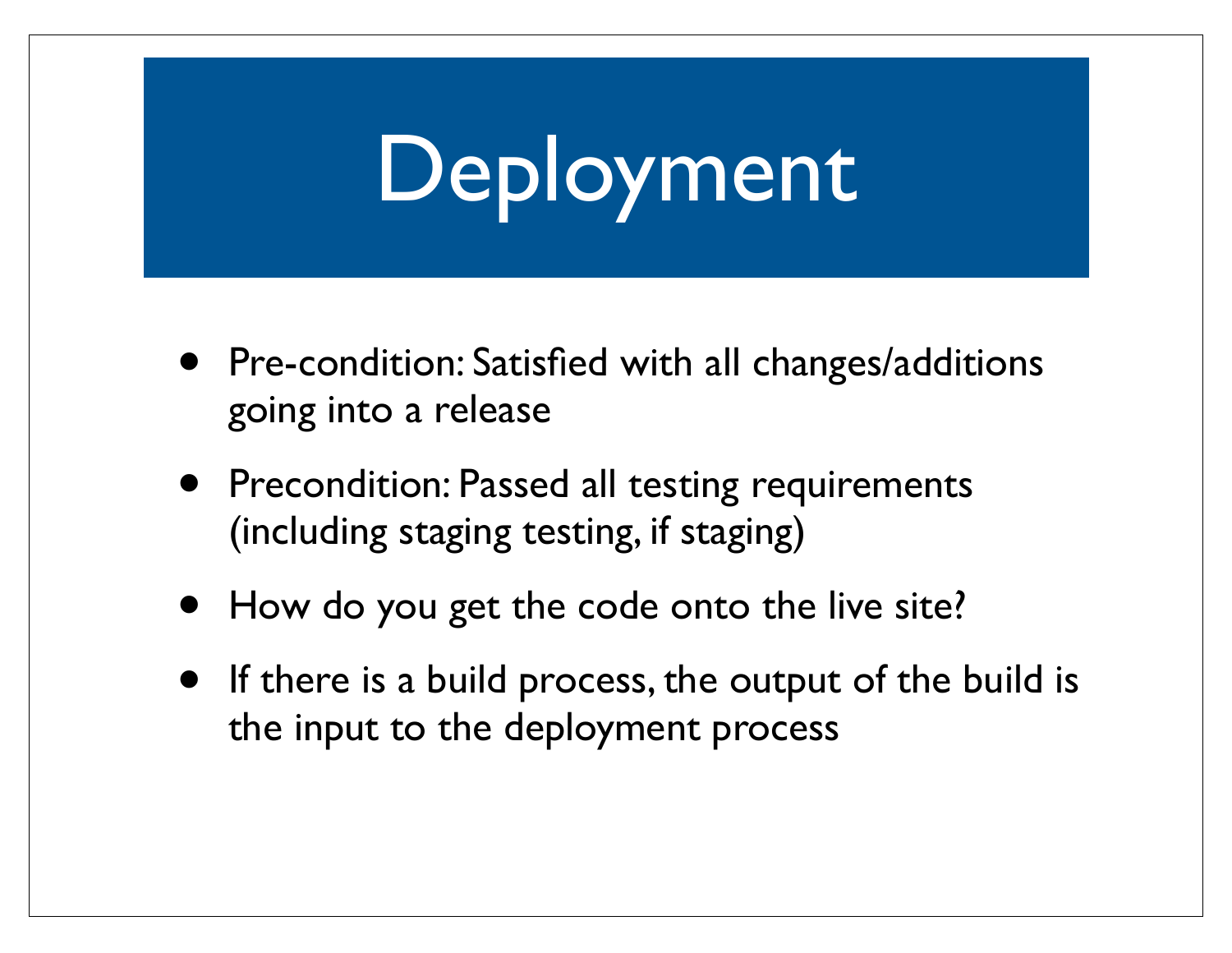# Deployment

- Pre-condition: Satisfied with all changes/additions going into a release
- Precondition: Passed all testing requirements (including staging testing, if staging)
- How do you get the code onto the live site?
- If there is a build process, the output of the build is the input to the deployment process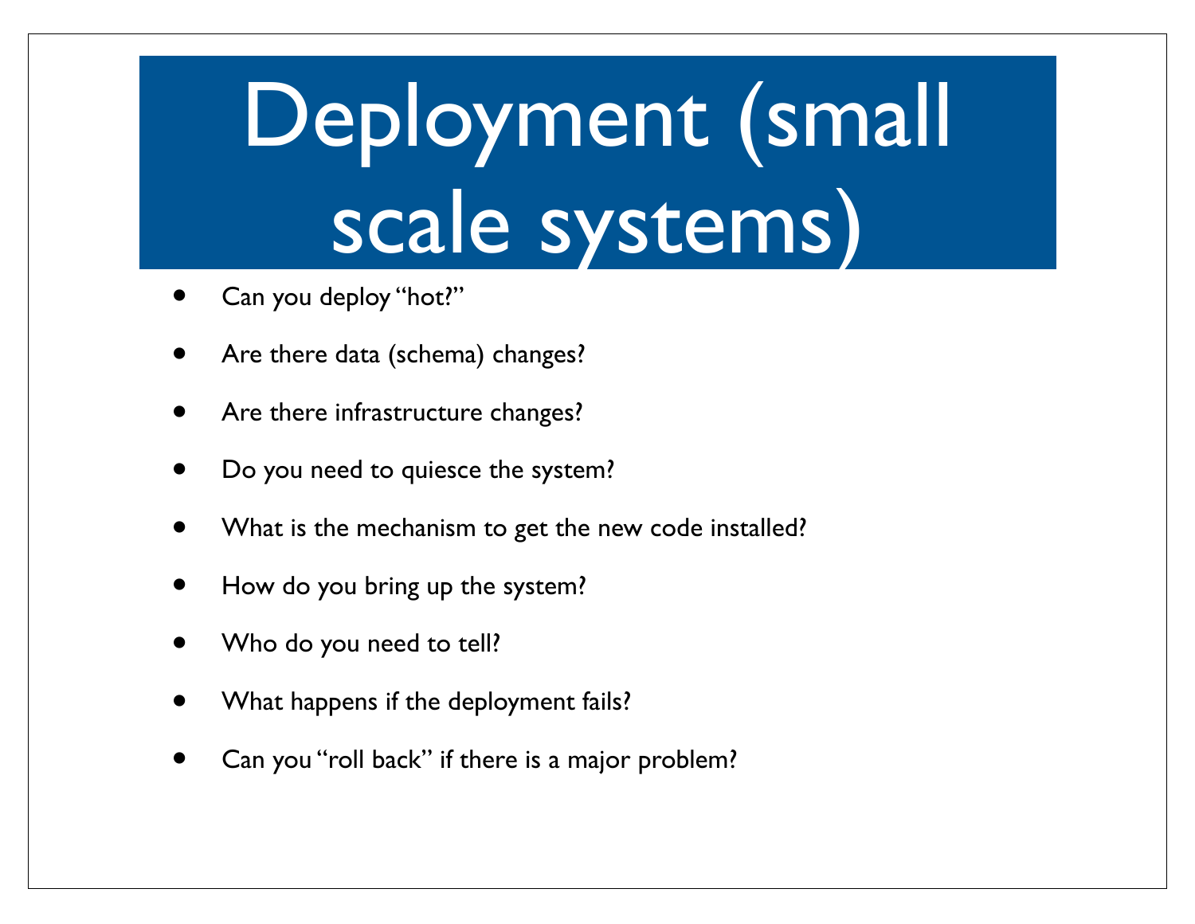# Deployment (small scale systems)

- Can you deploy "hot?"
- Are there data (schema) changes?
- Are there infrastructure changes?
- Do you need to quiesce the system?
- What is the mechanism to get the new code installed?
- How do you bring up the system?
- Who do you need to tell?
- What happens if the deployment fails?
- Can you "roll back" if there is a major problem?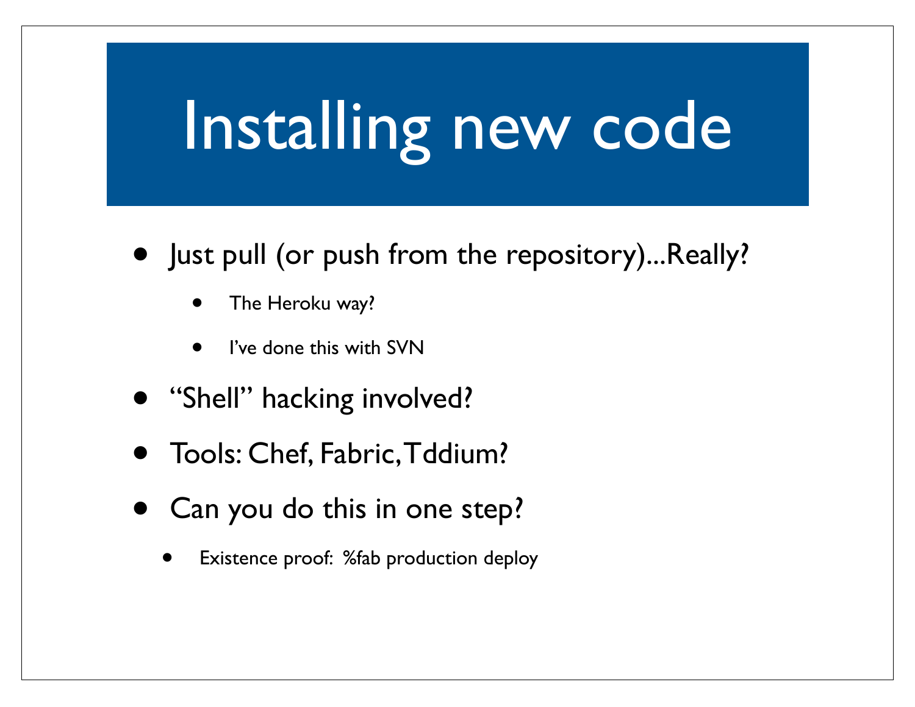# Installing new code

- Just pull (or push from the repository)...Really?
  - The Heroku way?
  - I've done this with SVN
- "Shell" hacking involved?
- Tools: Chef, Fabric, Tddium?
- Can you do this in one step?
  - Existence proof: %fab production deploy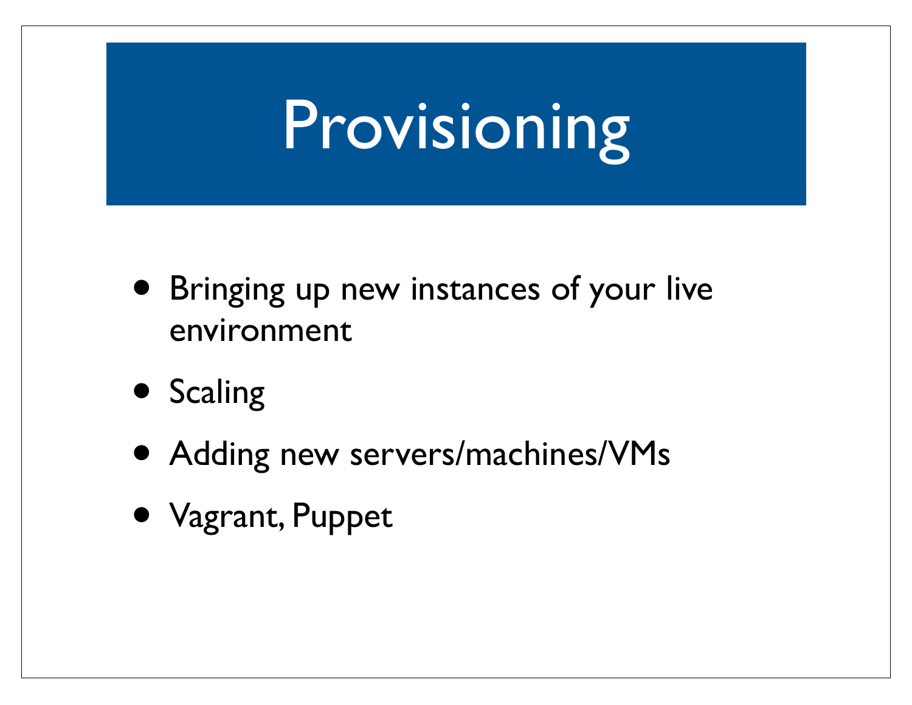# Provisioning

- Bringing up new instances of your live environment
- Scaling
- Adding new servers/machines/VMs
- Vagrant, Puppet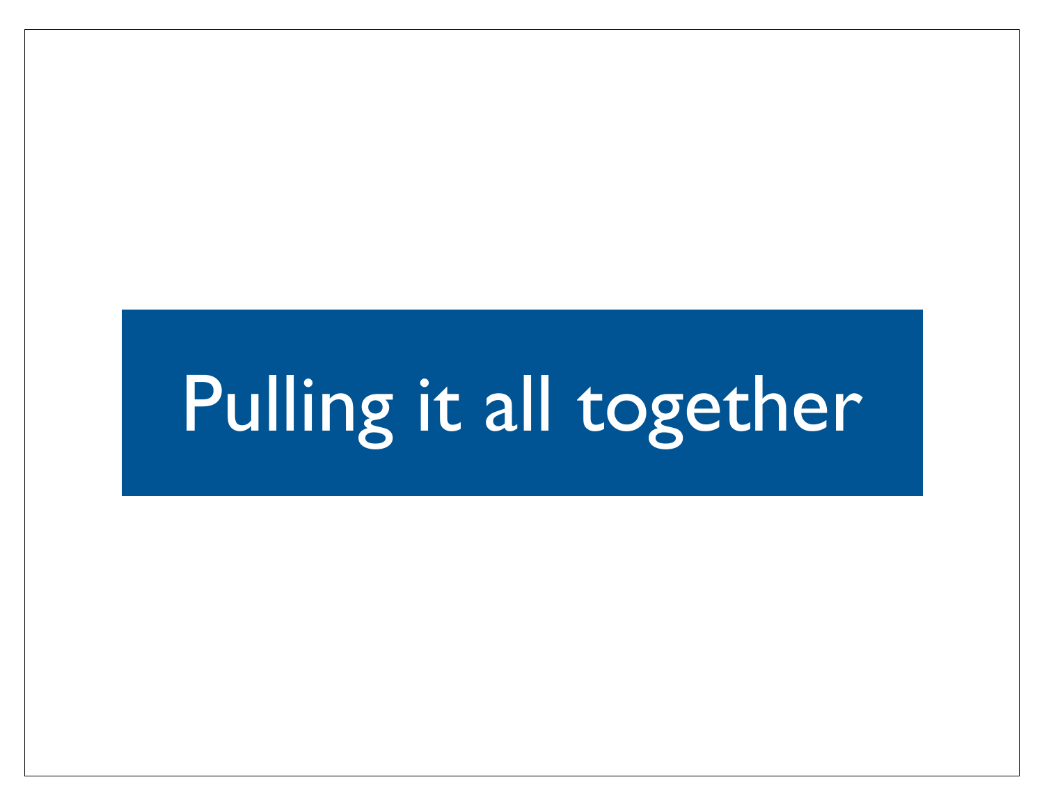# Pulling it all together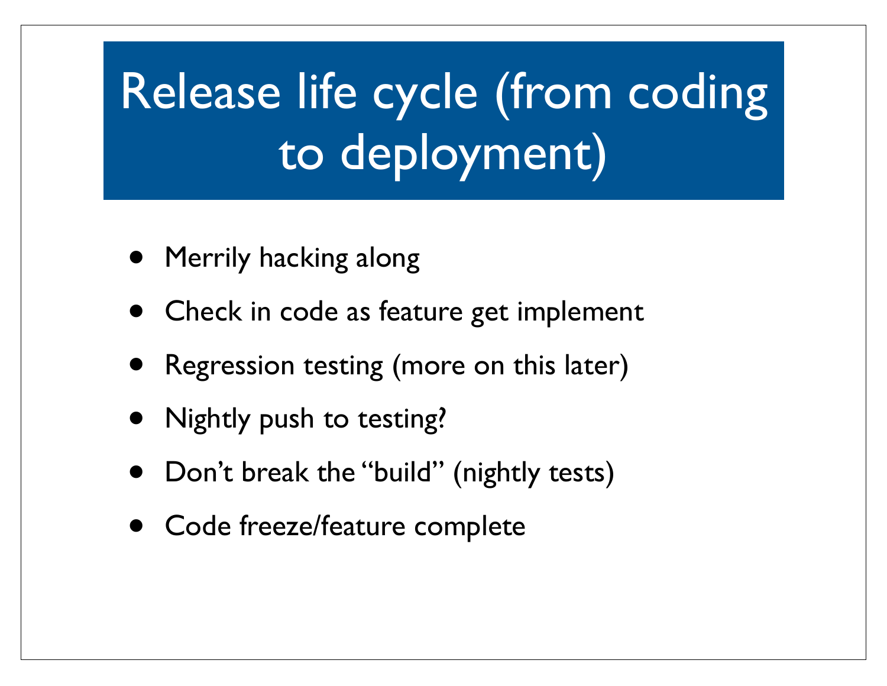# Release life cycle (from coding to deployment)

- Merrily hacking along
- Check in code as feature get implement
- Regression testing (more on this later)
- Nightly push to testing?
- Don’t break the “build” (nightly tests)
- Code freeze/feature complete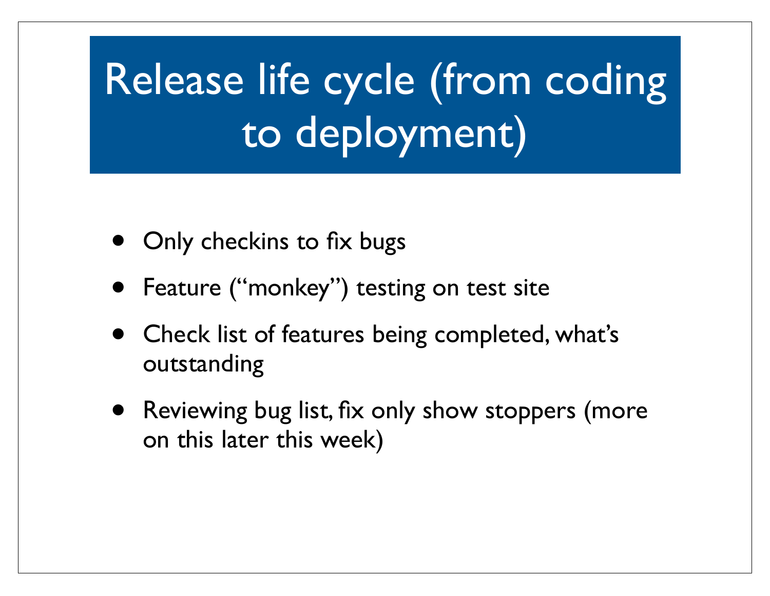# Release life cycle (from coding to deployment)

- Only checkins to fix bugs
- Feature ("monkey") testing on test site
- Check list of features being completed, what's outstanding
- Reviewing bug list, fix only show stoppers (more on this later this week)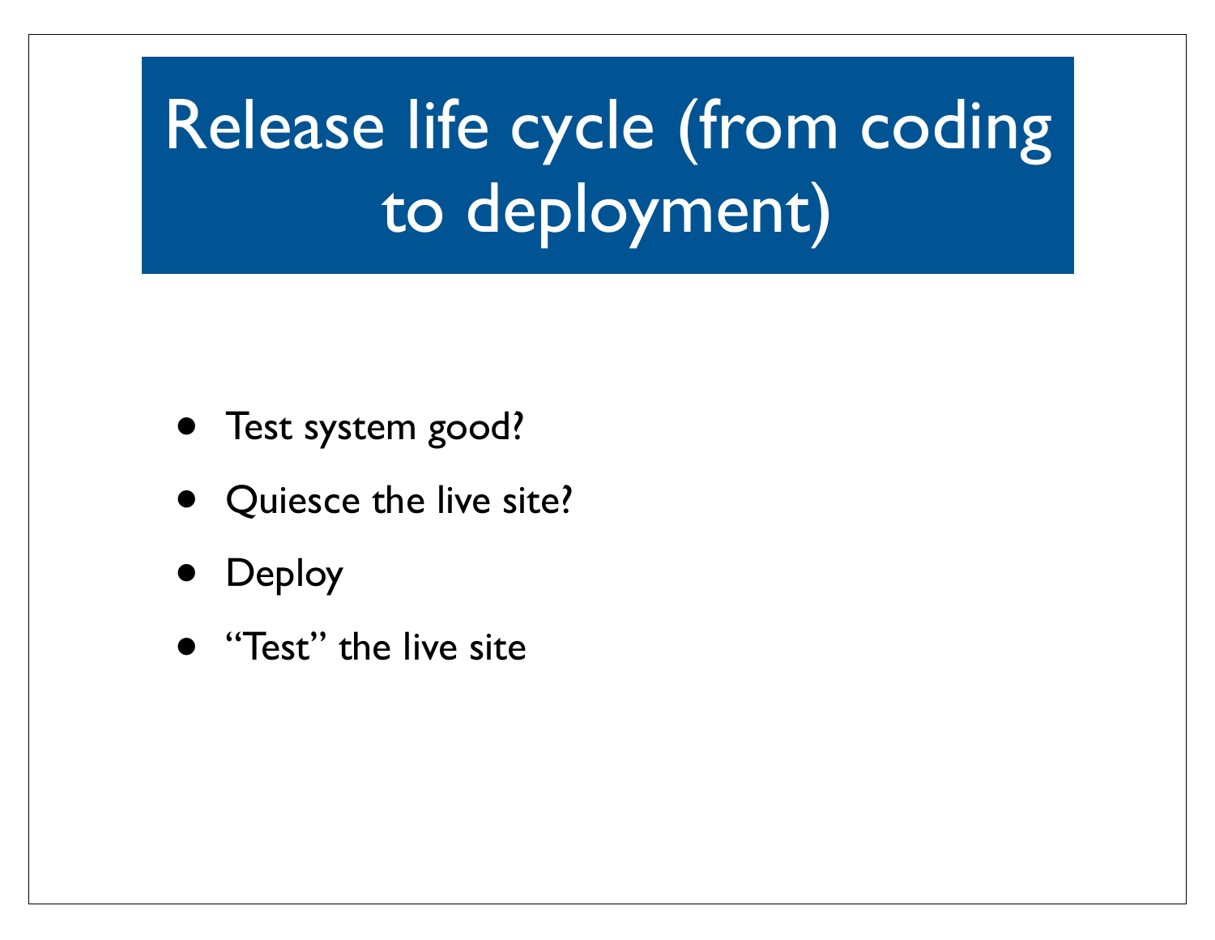# Release life cycle (from coding to deployment)

- Test system good?
- Quiesce the live site?
- Deploy
- “Test” the live site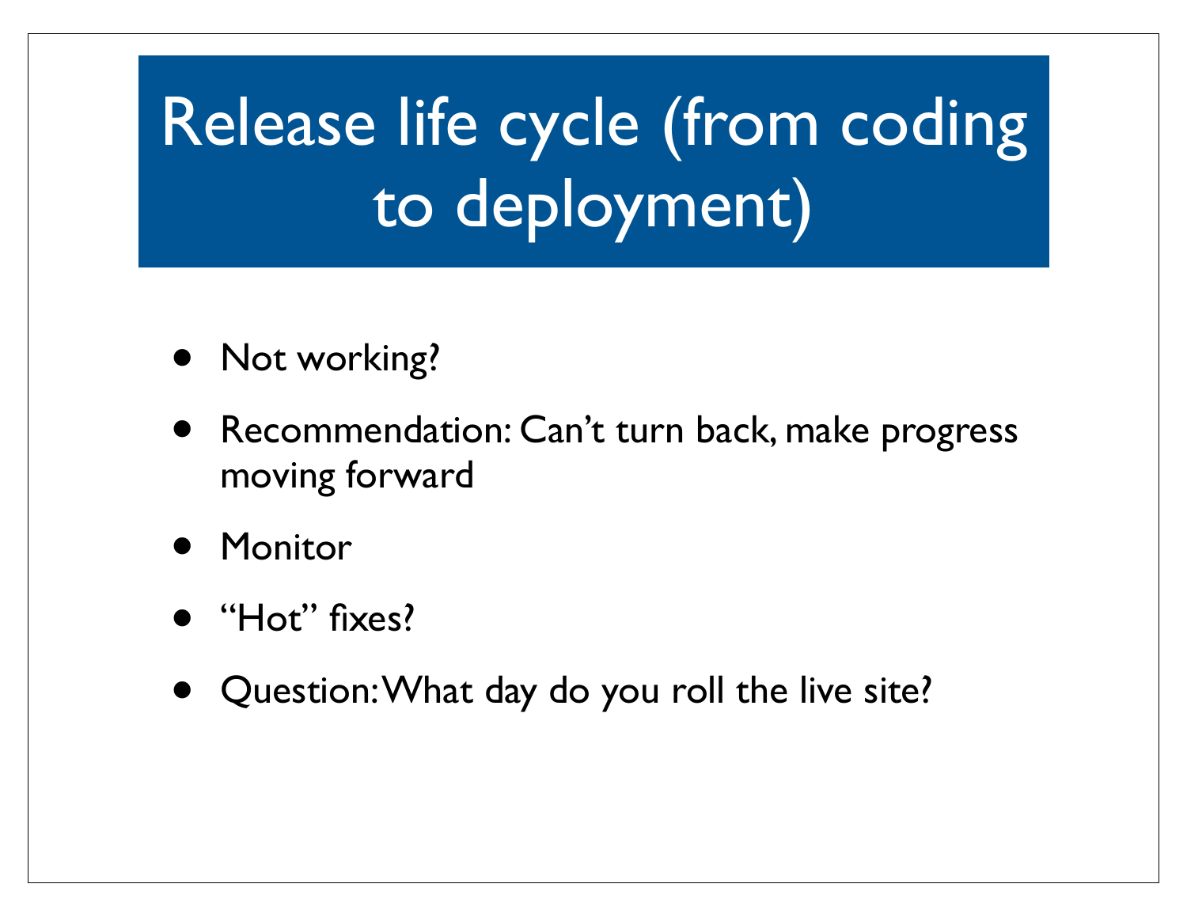# Release life cycle (from coding to deployment)

- Not working?
- Recommendation: Can't turn back, make progress moving forward
- Monitor
- "Hot" fixes?
- Question: What day do you roll the live site?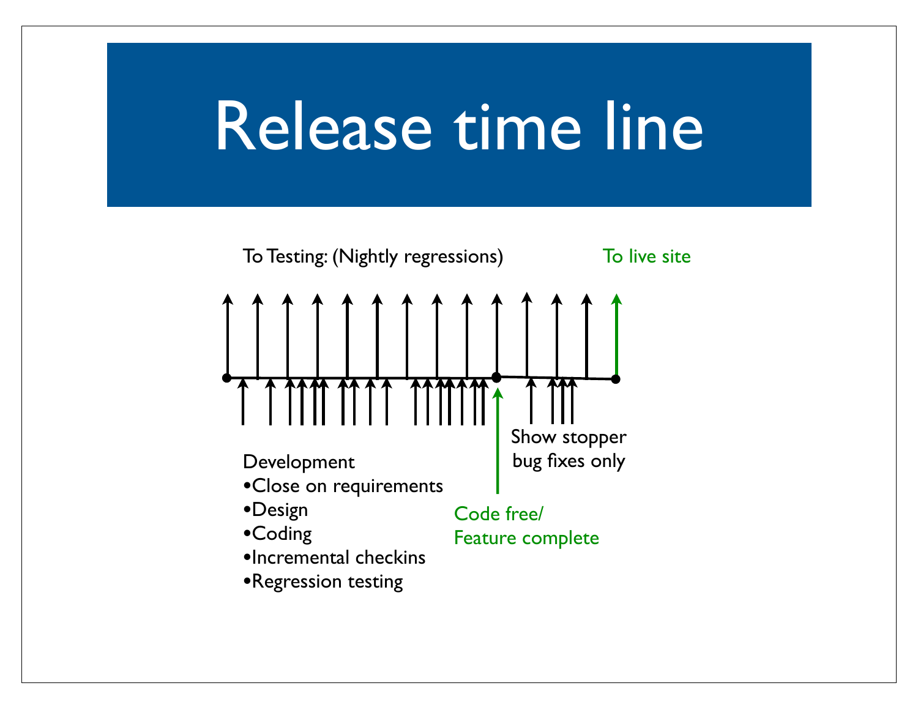# Release time line

To Testing: (Nightly regressions)

To live site

Show stopper bug fixes only

Development
- Close on requirements
- Design
- Coding
- Incremental checkins
- Regression testing

Code free/
Feature complete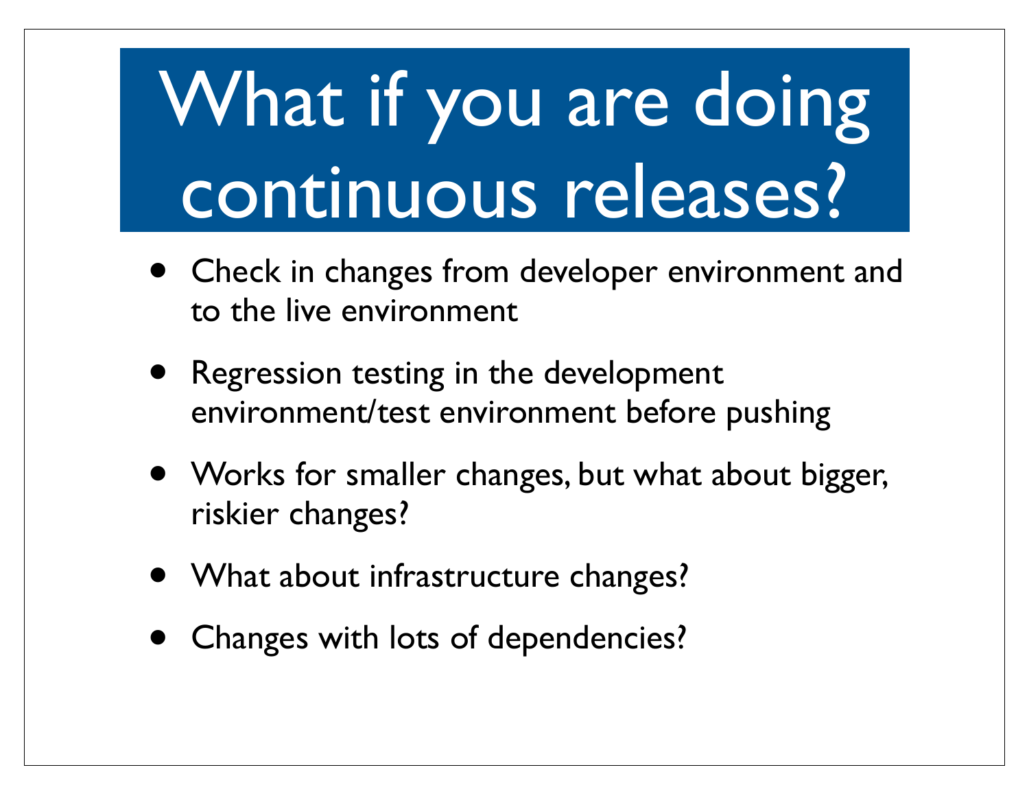# What if you are doing continuous releases?

- Check in changes from developer environment and to the live environment
- Regression testing in the development environment/test environment before pushing
- Works for smaller changes, but what about bigger, riskier changes?
- What about infrastructure changes?
- Changes with lots of dependencies?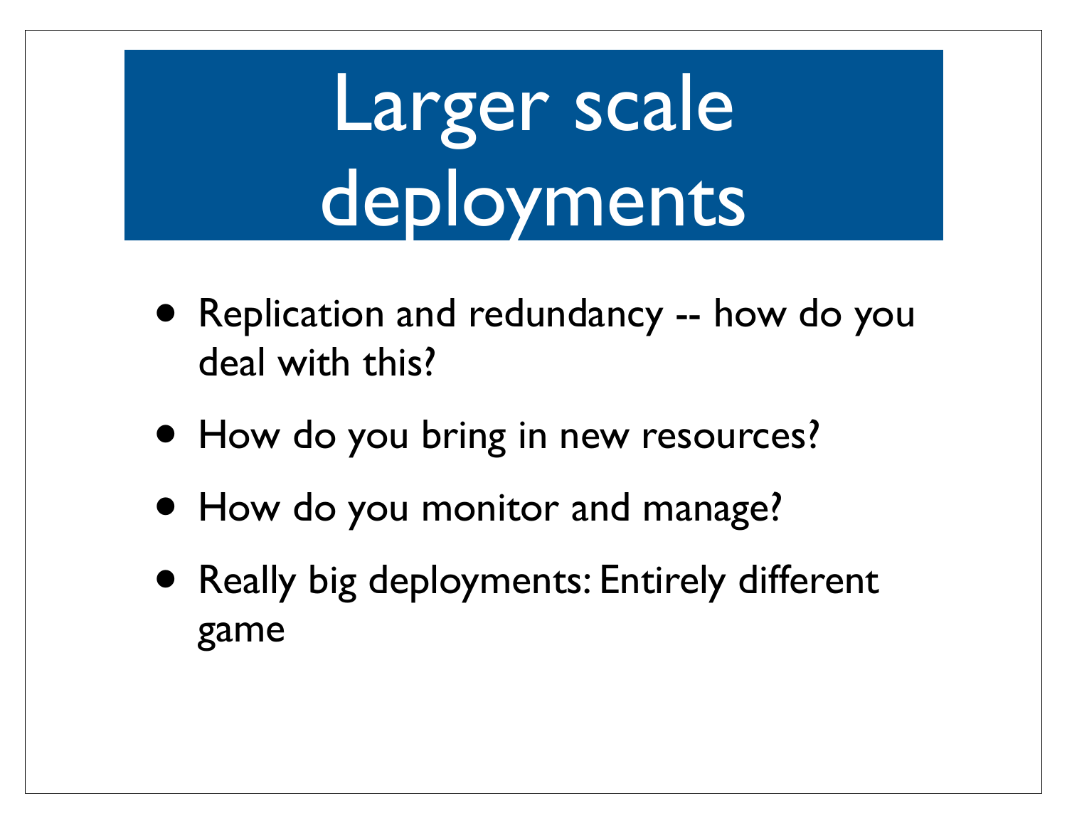# Larger scale deployments

- Replication and redundancy -- how do you deal with this?
- How do you bring in new resources?
- How do you monitor and manage?
- Really big deployments: Entirely different game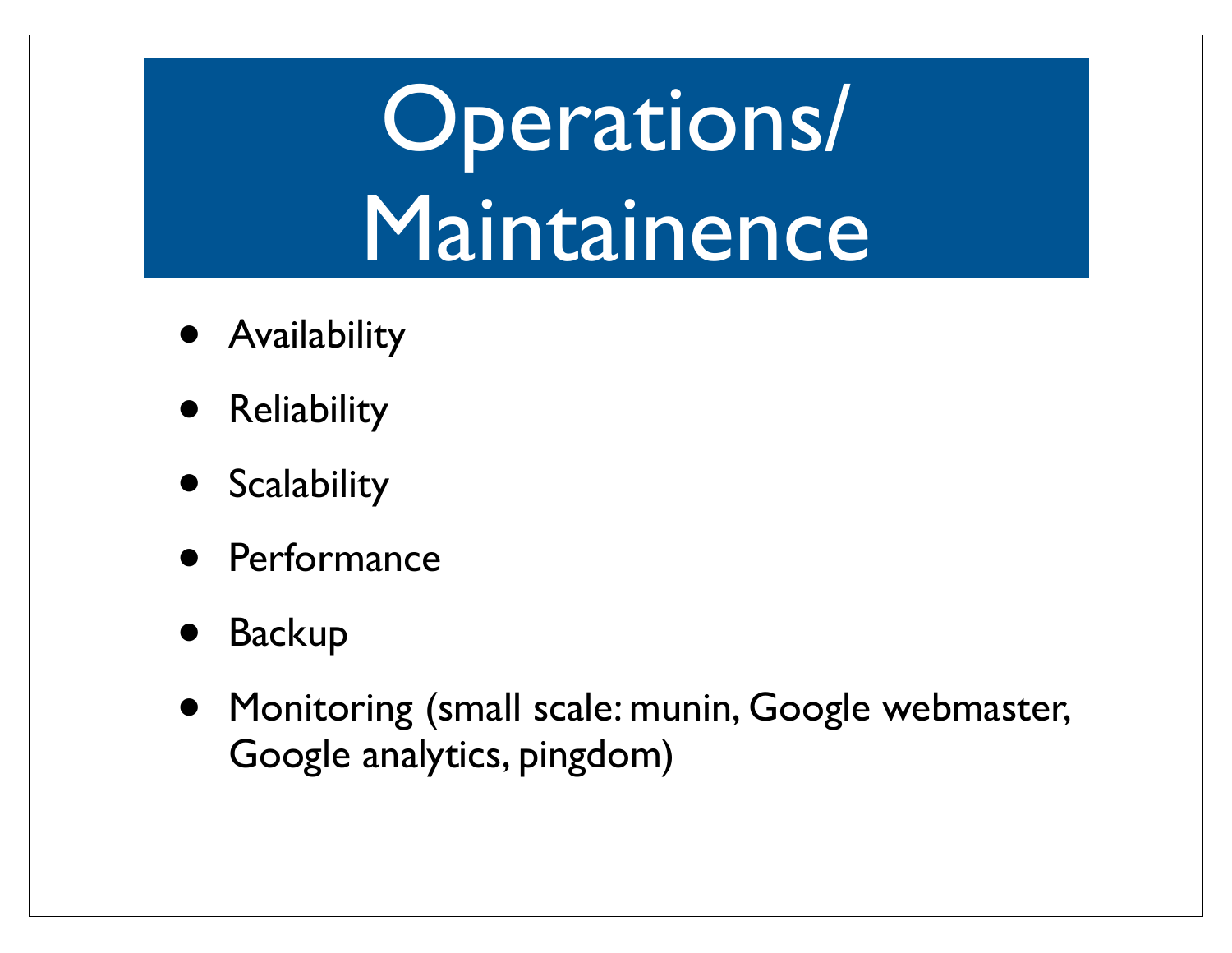# Operations/ Maintainence

- Availability
- Reliability
- Scalability
- Performance
- Backup
- Monitoring (small scale: munin, Google webmaster, Google analytics, pingdom)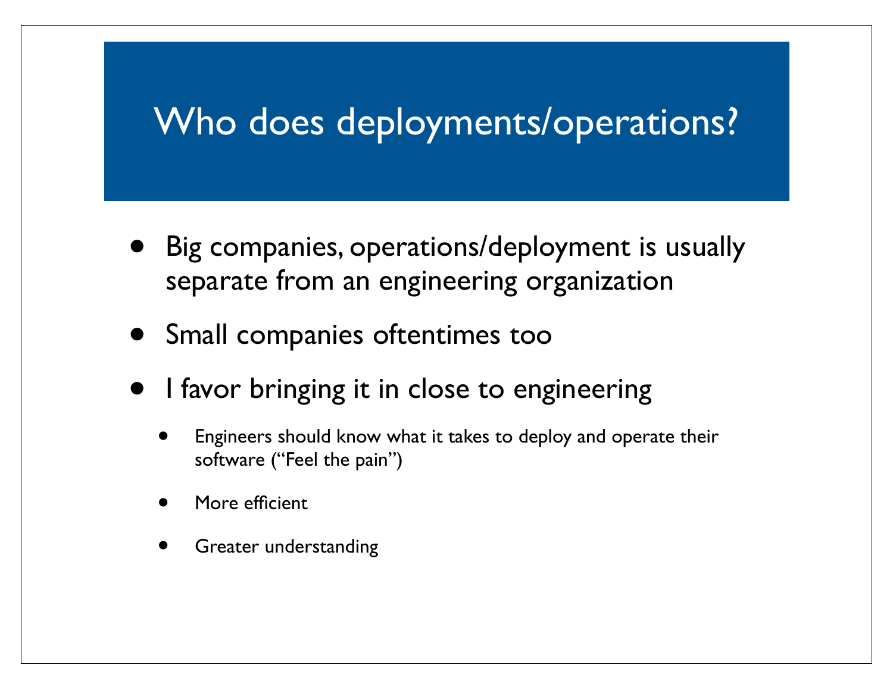# Who does deployments/operations?

- Big companies, operations/deployment is usually separate from an engineering organization
- Small companies oftentimes too
- I favor bringing it in close to engineering
  - Engineers should know what it takes to deploy and operate their software (“Feel the pain”)
  - More efficient
  - Greater understanding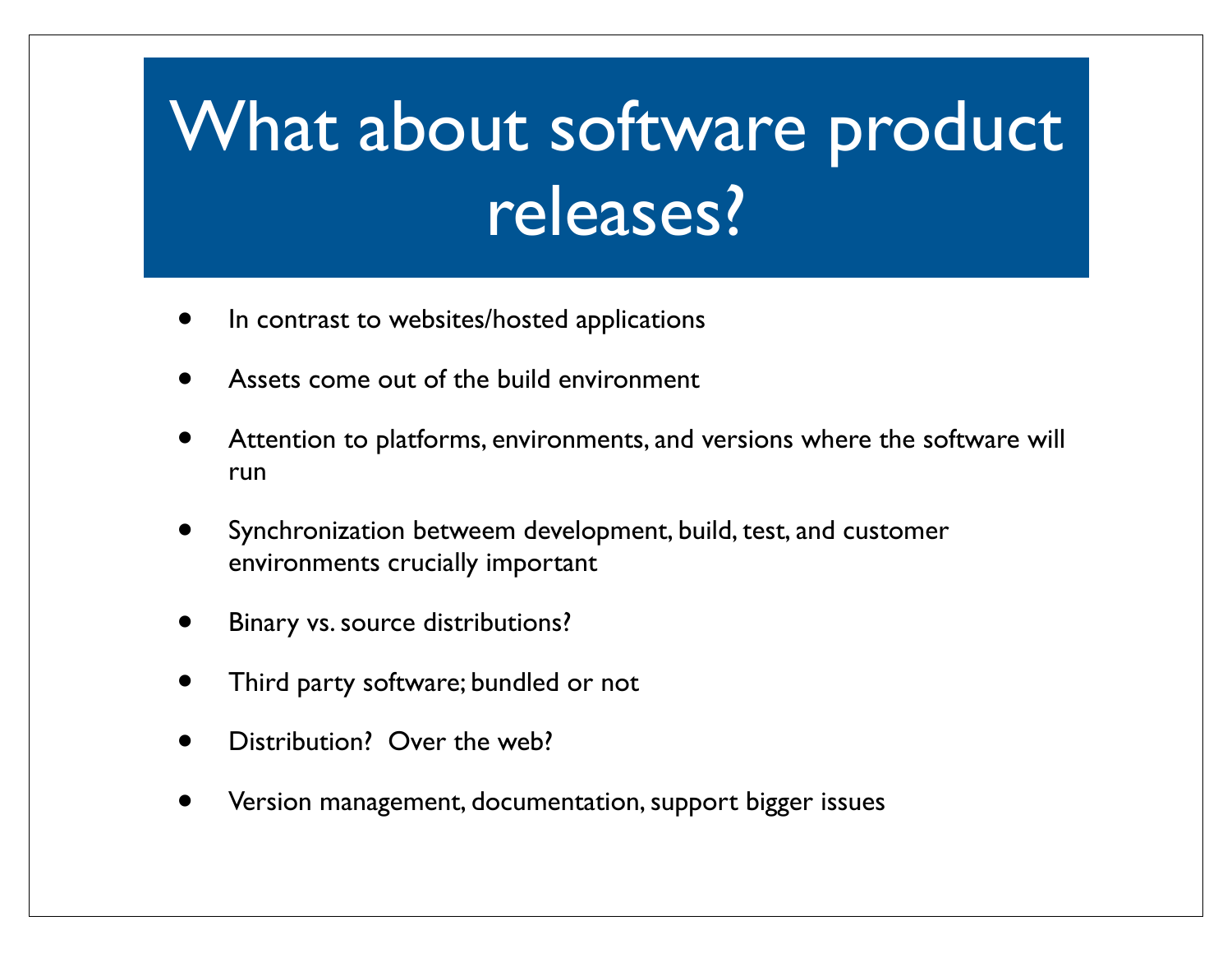# What about software product releases?

- In contrast to websites/hosted applications
- Assets come out of the build environment
- Attention to platforms, environments, and versions where the software will run
- Synchronization betweem development, build, test, and customer environments crucially important
- Binary vs. source distributions?
- Third party software; bundled or not
- Distribution? Over the web?
- Version management, documentation, support bigger issues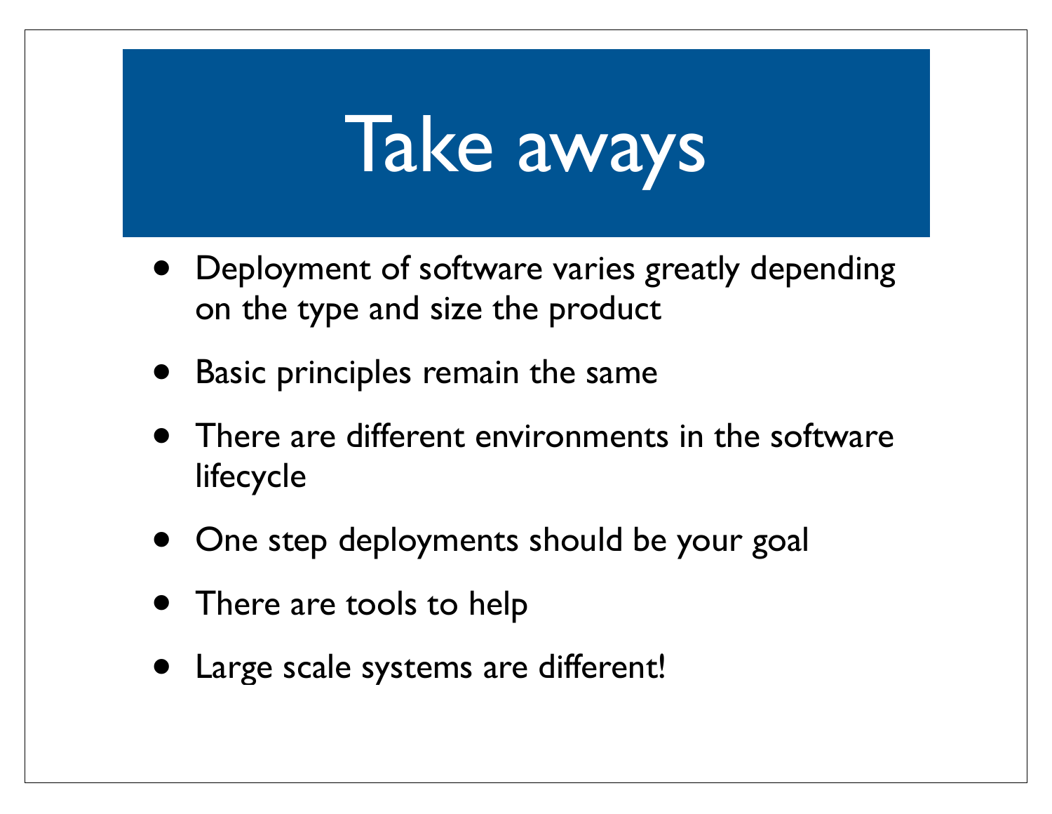# Take aways

- Deployment of software varies greatly depending on the type and size the product
- Basic principles remain the same
- There are different environments in the software lifecycle
- One step deployments should be your goal
- There are tools to help
- Large scale systems are different!